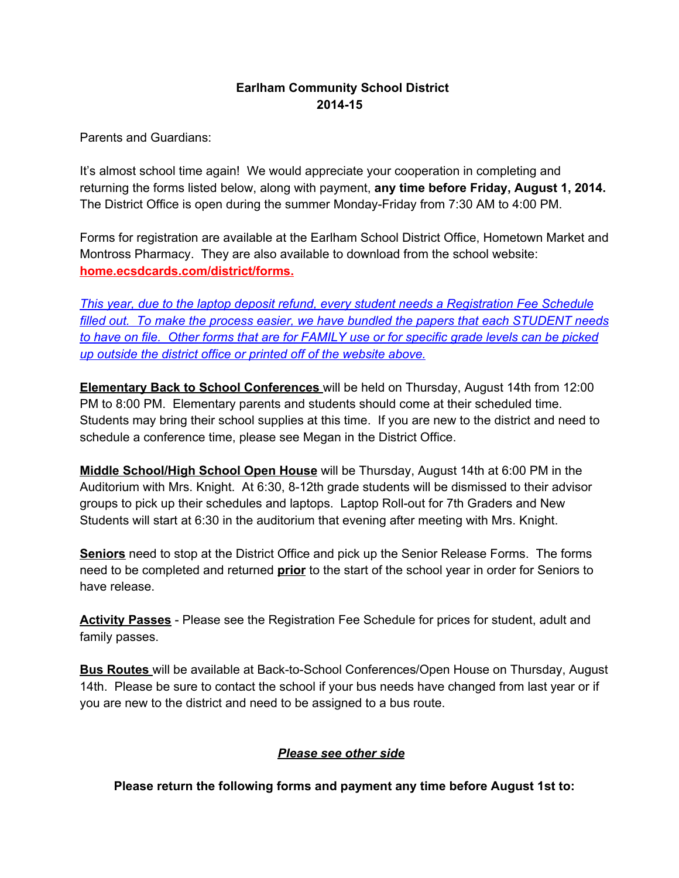**Earlham Community School District**
**2014-15**

Parents and Guardians:

It's almost school time again! We would appreciate your cooperation in completing and returning the forms listed below, along with payment, **any time before Friday, August 1, 2014.** The District Office is open during the summer Monday-Friday from 7:30 AM to 4:00 PM.

Forms for registration are available at the Earlham School District Office, Hometown Market and Montross Pharmacy. They are also available to download from the school website: **home.ecsdcards.com/district/forms.**

*This year, due to the laptop deposit refund, every student needs a Registration Fee Schedule filled out. To make the process easier, we have bundled the papers that each STUDENT needs to have on file. Other forms that are for FAMILY use or for specific grade levels can be picked up outside the district office or printed off of the website above.*

**Elementary Back to School Conferences** will be held on Thursday, August 14th from 12:00 PM to 8:00 PM. Elementary parents and students should come at their scheduled time. Students may bring their school supplies at this time. If you are new to the district and need to schedule a conference time, please see Megan in the District Office.

**Middle School/High School Open House** will be Thursday, August 14th at 6:00 PM in the Auditorium with Mrs. Knight. At 6:30, 8-12th grade students will be dismissed to their advisor groups to pick up their schedules and laptops. Laptop Roll-out for 7th Graders and New Students will start at 6:30 in the auditorium that evening after meeting with Mrs. Knight.

**Seniors** need to stop at the District Office and pick up the Senior Release Forms. The forms need to be completed and returned **prior** to the start of the school year in order for Seniors to have release.

**Activity Passes** - Please see the Registration Fee Schedule for prices for student, adult and family passes.

**Bus Routes** will be available at Back-to-School Conferences/Open House on Thursday, August 14th. Please be sure to contact the school if your bus needs have changed from last year or if you are new to the district and need to be assigned to a bus route.

***Please see other side***

**Please return the following forms and payment any time before August 1st to:**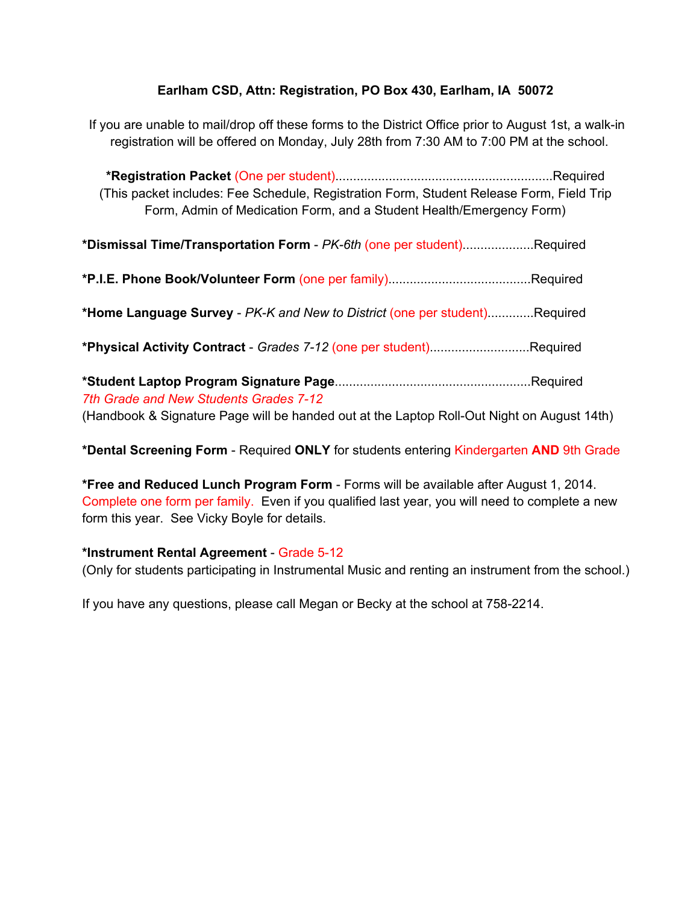**Earlham CSD, Attn: Registration, PO Box 430, Earlham, IA 50072**

If you are unable to mail/drop off these forms to the District Office prior to August 1st, a walk-in registration will be offered on Monday, July 28th from 7:30 AM to 7:00 PM at the school.

***Registration Packet** (One per student)............................................................Required
(This packet includes: Fee Schedule, Registration Form, Student Release Form, Field Trip Form, Admin of Medication Form, and a Student Health/Emergency Form)

***Dismissal Time/Transportation Form** - *PK-6th* (one per student)....................Required

***P.I.E. Phone Book/Volunteer Form** (one per family)........................................Required

***Home Language Survey** - *PK-K and New to District* (one per student).............Required

***Physical Activity Contract** - *Grades 7-12* (one per student)............................Required

***Student Laptop Program Signature Page**......................................................Required
*7th Grade and New Students Grades 7-12*
(Handbook & Signature Page will be handed out at the Laptop Roll-Out Night on August 14th)

***Dental Screening Form** - Required **ONLY** for students entering Kindergarten **AND** 9th Grade

***Free and Reduced Lunch Program Form** - Forms will be available after August 1, 2014. Complete one form per family. Even if you qualified last year, you will need to complete a new form this year. See Vicky Boyle for details.

***Instrument Rental Agreement** - Grade 5-12
(Only for students participating in Instrumental Music and renting an instrument from the school.)

If you have any questions, please call Megan or Becky at the school at 758-2214.